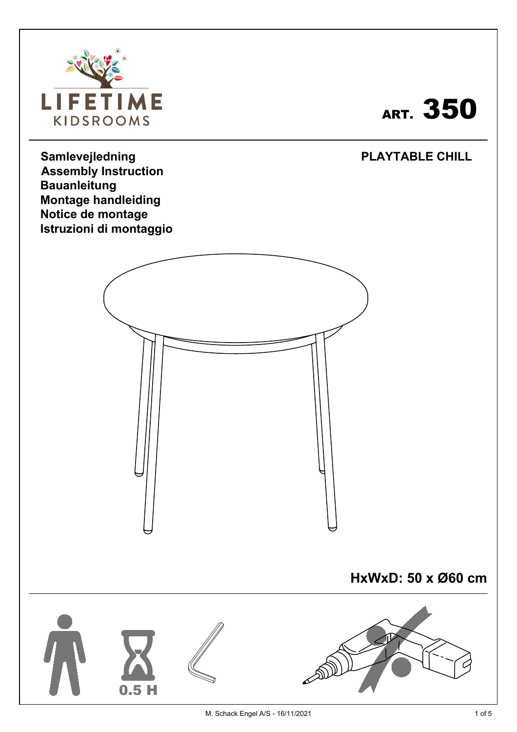LIFETIME
KIDSROOMS

# ART. 350

**Samlevejledning**
**Assembly Instruction**
**Bauanleitung**
**Montage handleiding**
**Notice de montage**
**Istruzioni di montaggio**

**PLAYTABLE CHILL**

**HxWxD: 50 x Ø60 cm**

0.5 H

M. Schack Engel A/S - 16/11/2021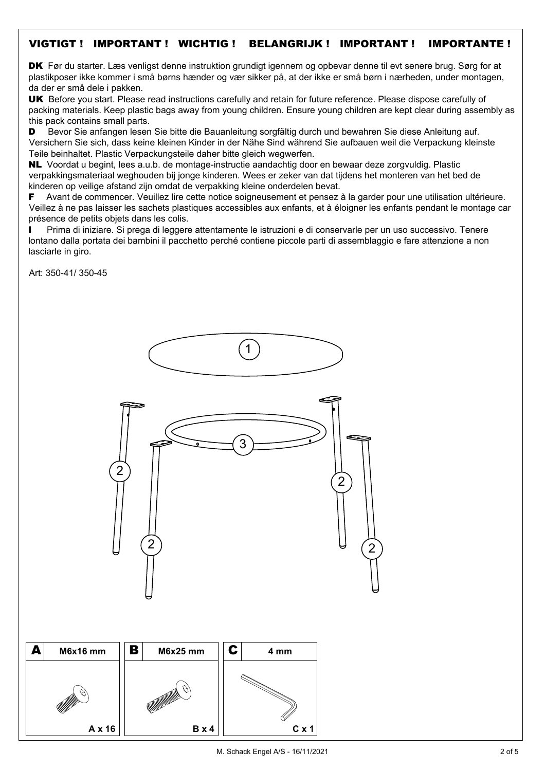**VIGTIGT ! IMPORTANT ! WICHTIG ! BELANGRIJK ! IMPORTANT ! IMPORTANTE !**

**DK** Før du starter. Læs venligst denne instruktion grundigt igennem og opbevar denne til evt senere brug. Sørg for at plastikposer ikke kommer i små børns hænder og vær sikker på, at der ikke er små børn i nærheden, under montagen, da der er små dele i pakken.

**UK** Before you start. Please read instructions carefully and retain for future reference. Please dispose carefully of packing materials. Keep plastic bags away from young children. Ensure young children are kept clear during assembly as this pack contains small parts.

**D** Bevor Sie anfangen lesen Sie bitte die Bauanleitung sorgfältig durch und bewahren Sie diese Anleitung auf. Versichern Sie sich, dass keine kleinen Kinder in der Nähe Sind während Sie aufbauen weil die Verpackung kleinste Teile beinhaltet. Plastic Verpackungsteile daher bitte gleich wegwerfen.

**NL** Voordat u begint, lees a.u.b. de montage-instructie aandachtig door en bewaar deze zorgvuldig. Plastic verpakkingsmateriaal weghouden bij jonge kinderen. Wees er zeker van dat tijdens het monteren van het bed de kinderen op veilige afstand zijn omdat de verpakking kleine onderdelen bevat.

**F** Avant de commencer. Veuillez lire cette notice soigneusement et pensez à la garder pour une utilisation ultérieure. Veillez à ne pas laisser les sachets plastiques accessibles aux enfants, et à éloigner les enfants pendant le montage car présence de petits objets dans les colis.

**I** Prima di iniziare. Si prega di leggere attentamente le istruzioni e di conservarle per un uso successivo. Tenere lontano dalla portata dei bambini il pacchetto perché contiene piccole parti di assemblaggio e fare attenzione a non lasciarle in giro.

Art: 350-41/ 350-45

1

3

2 2 2 2

| A | M6x16 mm | B | M6x25 mm | C | 4 mm |
|---|---|---|---|---|---|
| | A x 16 | | B x 4 | | C x 1 |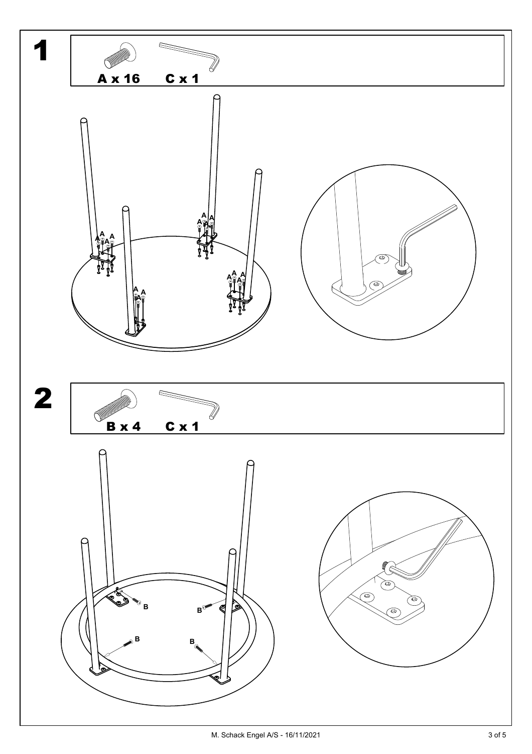# 1

A x 16 C x 1

# 2

B x 4 C x 1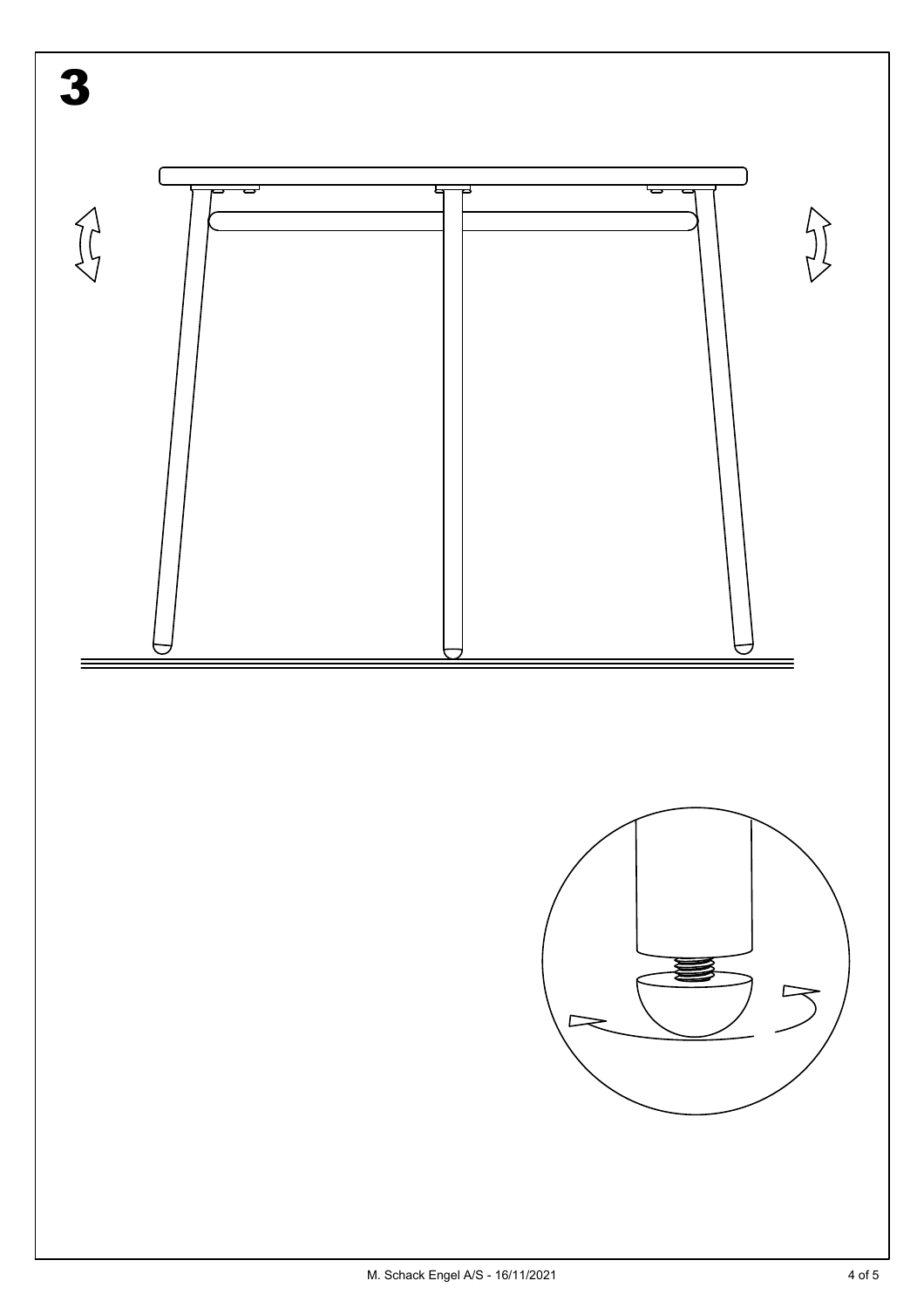# 3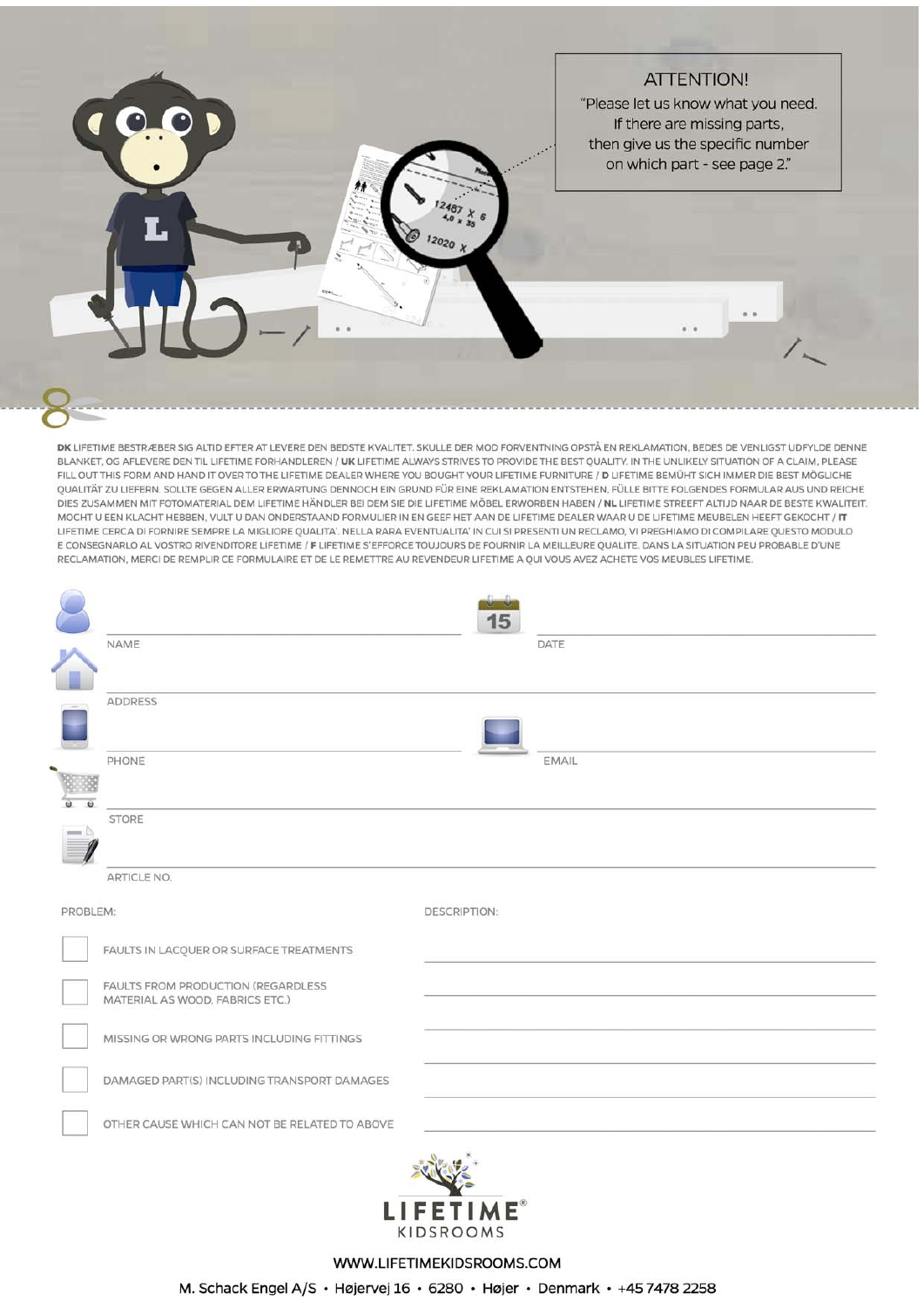ATTENTION!
"Please let us know what you need.
If there are missing parts,
then give us the specific number
on which part - see page 2."

**DK** LIFETIME BESTRÆBER SIG ALTID EFTER AT LEVERE DEN BEDSTE KVALITET. SKULLE DER MOD FORVENTNING OPSTÅ EN REKLAMATION, BEDES DE VENLIGST UDFYLDE DENNE BLANKET, OG AFLEVERE DEN TIL LIFETIME FORHANDLEREN / **UK** LIFETIME ALWAYS STRIVES TO PROVIDE THE BEST QUALITY. IN THE UNLIKELY SITUATION OF A CLAIM, PLEASE FILL OUT THIS FORM AND HAND IT OVER TO THE LIFETIME DEALER WHERE YOU BOUGHT YOUR LIFETIME FURNITURE / **D** LIFETIME BEMÜHT SICH IMMER DIE BEST MÖGLICHE QUALITÄT ZU LIEFERN. SOLLTE GEGEN ALLER ERWARTUNG DENNOCH EIN GRUND FÜR EINE REKLAMATION ENTSTEHEN, FÜLLE BITTE FOLGENDES FORMULAR AUS UND REICHE DIES ZUSAMMEN MIT FOTOMATERIAL DEM LIFETIME HÄNDLER BEI DEM SIE DIE LIFETIME MÖBEL ERWORBEN HABEN / **NL** LIFETIME STREEFT ALTIJD NAAR DE BESTE KWALITEIT. MOCHT U EEN KLACHT HEBBEN, VULT U DAN ONDERSTAAND FORMULIER IN EN GEEF HET AAN DE LIFETIME DEALER WAAR U DE LIFETIME MEUBELEN HEEFT GEKOCHT / **IT** LIFETIME CERCA DI FORNIRE SEMPRE LA MIGLIORE QUALITA'. NELLA RARA EVENTUALITA' IN CUI SI PRESENTI UN RECLAMO, VI PREGHIAMO DI COMPILARE QUESTO MODULO E CONSEGNARLO AL VOSTRO RIVENDITORE LIFETIME / **F** LIFETIME S'EFFORCE TOUJOURS DE FOURNIR LA MEILLEURE QUALITE. DANS LA SITUATION PEU PROBABLE D'UNE RECLAMATION, MERCI DE REMPLIR CE FORMULAIRE ET DE LE REMETTRE AU REVENDEUR LIFETIME A QUI VOUS AVEZ ACHETE VOS MEUBLES LIFETIME.

NAME ______________________ DATE ______________________

ADDRESS ______________________

PHONE ______________________ EMAIL ______________________

STORE ______________________

ARTICLE NO. ______________________

| PROBLEM: | DESCRIPTION: |
|---|---|
| ☐ FAULTS IN LACQUER OR SURFACE TREATMENTS | |
| ☐ FAULTS FROM PRODUCTION (REGARDLESS MATERIAL AS WOOD, FABRICS ETC.) | |
| ☐ MISSING OR WRONG PARTS INCLUDING FITTINGS | |
| ☐ DAMAGED PART(S) INCLUDING TRANSPORT DAMAGES | |
| ☐ OTHER CAUSE WHICH CAN NOT BE RELATED TO ABOVE | |

LIFETIME® KIDSROOMS

WWW.LIFETIMEKIDSROOMS.COM

M. Schack Engel A/S • Højervej 16 • 6280 • Højer • Denmark • +45 7478 2258